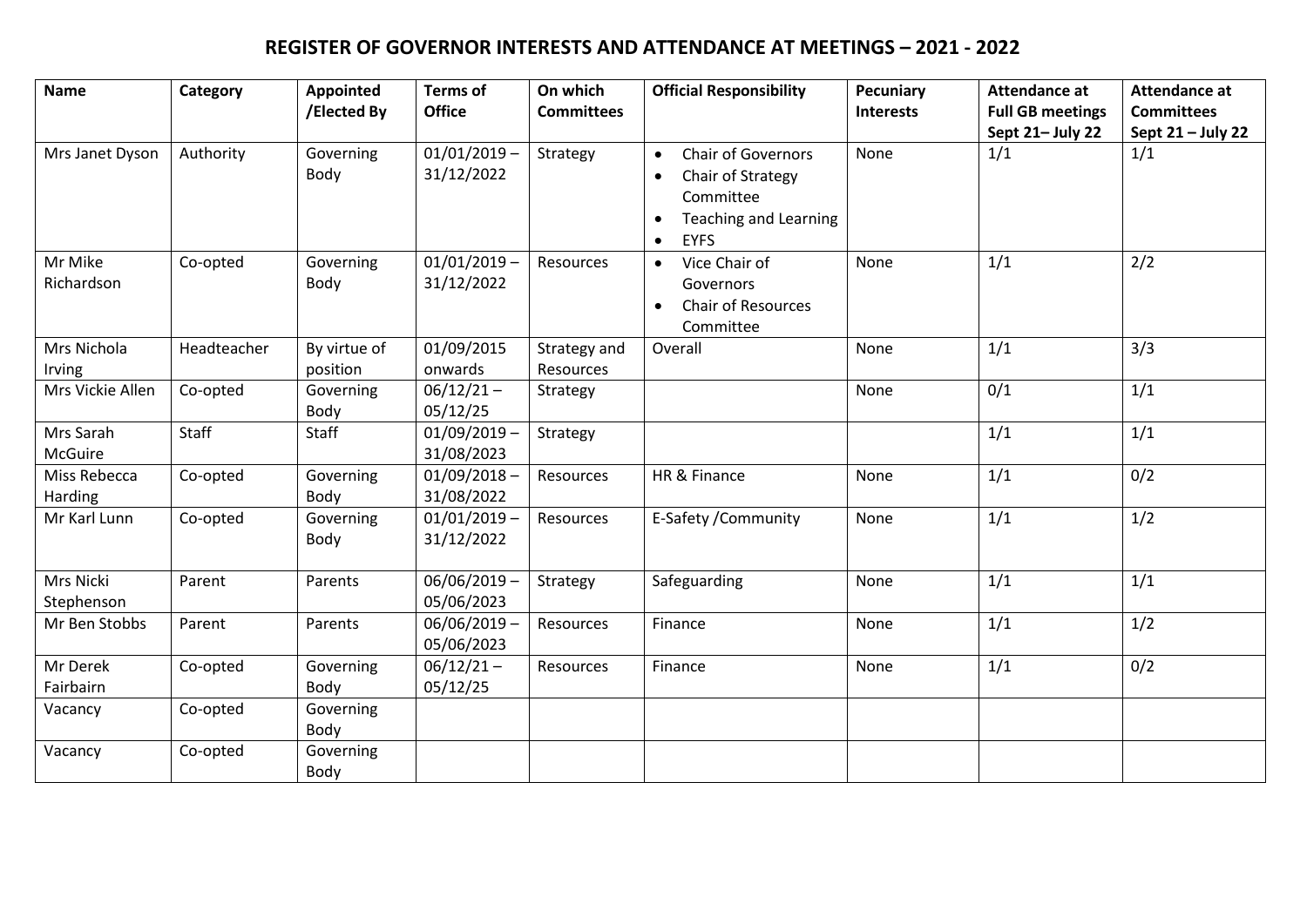# REGISTER OF GOVERNOR INTERESTS AND ATTENDANCE AT MEETINGS – 2021 - 2022

| Name | Category | Appointed /Elected By | Terms of Office | On which Committees | Official Responsibility | Pecuniary Interests | Attendance at Full GB meetings Sept 21– July 22 | Attendance at Committees Sept 21 – July 22 |
|---|---|---|---|---|---|---|---|---|
| Mrs Janet Dyson | Authority | Governing Body | 01/01/2019 – 31/12/2022 | Strategy | • Chair of Governors<br>• Chair of Strategy Committee<br>• Teaching and Learning<br>• EYFS | None | 1/1 | 1/1 |
| Mr Mike Richardson | Co-opted | Governing Body | 01/01/2019 – 31/12/2022 | Resources | • Vice Chair of Governors<br>• Chair of Resources Committee | None | 1/1 | 2/2 |
| Mrs Nichola Irving | Headteacher | By virtue of position | 01/09/2015 onwards | Strategy and Resources | Overall | None | 1/1 | 3/3 |
| Mrs Vickie Allen | Co-opted | Governing Body | 06/12/21 – 05/12/25 | Strategy | | None | 0/1 | 1/1 |
| Mrs Sarah McGuire | Staff | Staff | 01/09/2019 – 31/08/2023 | Strategy | | | 1/1 | 1/1 |
| Miss Rebecca Harding | Co-opted | Governing Body | 01/09/2018 – 31/08/2022 | Resources | HR & Finance | None | 1/1 | 0/2 |
| Mr Karl Lunn | Co-opted | Governing Body | 01/01/2019 – 31/12/2022 | Resources | E-Safety /Community | None | 1/1 | 1/2 |
| Mrs Nicki Stephenson | Parent | Parents | 06/06/2019 – 05/06/2023 | Strategy | Safeguarding | None | 1/1 | 1/1 |
| Mr Ben Stobbs | Parent | Parents | 06/06/2019 – 05/06/2023 | Resources | Finance | None | 1/1 | 1/2 |
| Mr Derek Fairbairn | Co-opted | Governing Body | 06/12/21 – 05/12/25 | Resources | Finance | None | 1/1 | 0/2 |
| Vacancy | Co-opted | Governing Body | | | | | | |
| Vacancy | Co-opted | Governing Body | | | | | | |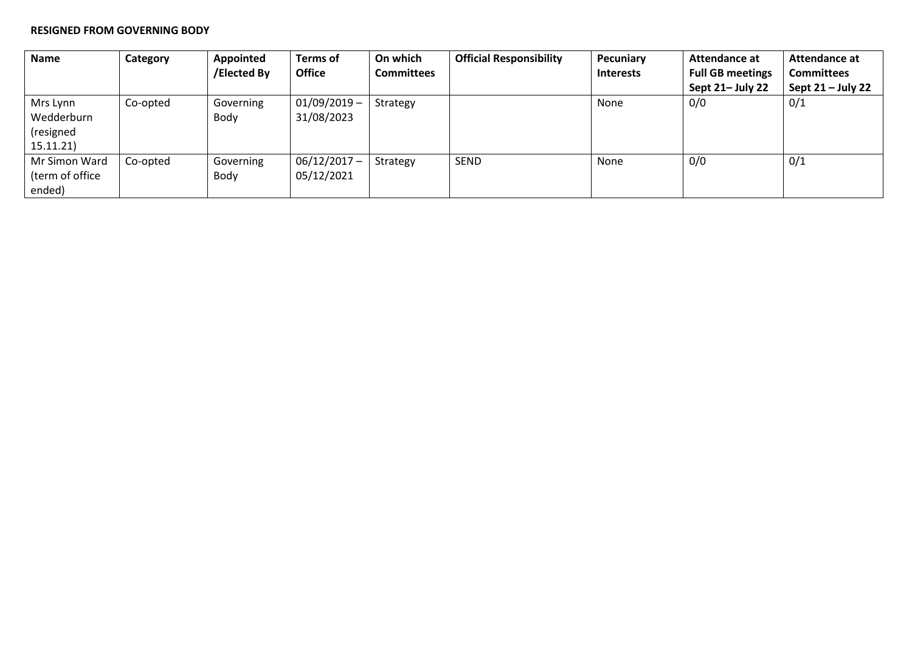**RESIGNED FROM GOVERNING BODY**

| Name | Category | Appointed /Elected By | Terms of Office | On which Committees | Official Responsibility | Pecuniary Interests | Attendance at Full GB meetings Sept 21– July 22 | Attendance at Committees Sept 21 – July 22 |
|---|---|---|---|---|---|---|---|---|
| Mrs Lynn Wedderburn (resigned 15.11.21) | Co-opted | Governing Body | 01/09/2019 – 31/08/2023 | Strategy | | None | 0/0 | 0/1 |
| Mr Simon Ward (term of office ended) | Co-opted | Governing Body | 06/12/2017 – 05/12/2021 | Strategy | SEND | None | 0/0 | 0/1 |